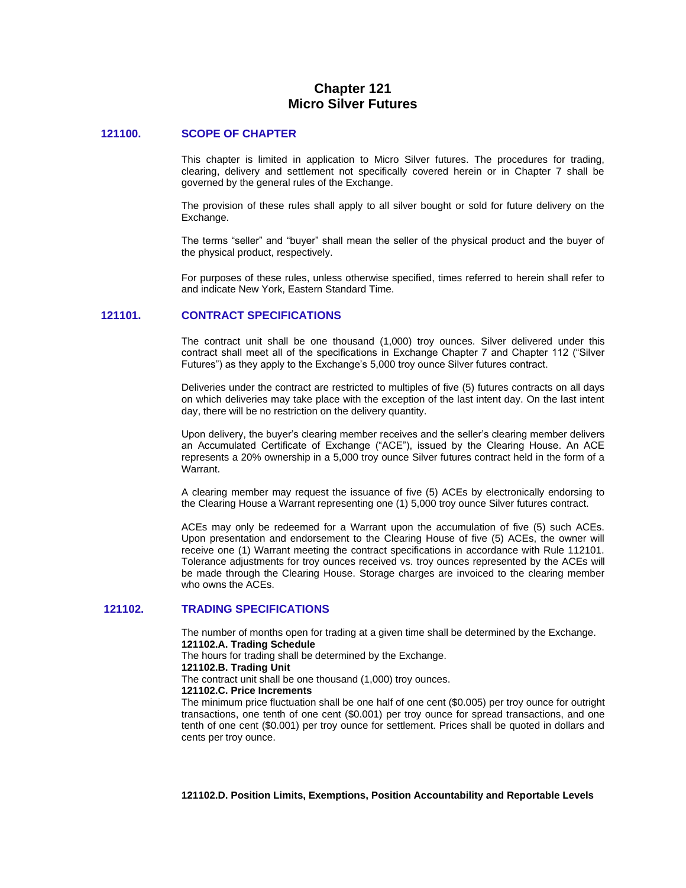# Chapter 121
# Micro Silver Futures

## 121100. SCOPE OF CHAPTER

This chapter is limited in application to Micro Silver futures. The procedures for trading, clearing, delivery and settlement not specifically covered herein or in Chapter 7 shall be governed by the general rules of the Exchange.

The provision of these rules shall apply to all silver bought or sold for future delivery on the Exchange.

The terms "seller" and "buyer" shall mean the seller of the physical product and the buyer of the physical product, respectively.

For purposes of these rules, unless otherwise specified, times referred to herein shall refer to and indicate New York, Eastern Standard Time.

## 121101. CONTRACT SPECIFICATIONS

The contract unit shall be one thousand (1,000) troy ounces. Silver delivered under this contract shall meet all of the specifications in Exchange Chapter 7 and Chapter 112 ("Silver Futures") as they apply to the Exchange's 5,000 troy ounce Silver futures contract.

Deliveries under the contract are restricted to multiples of five (5) futures contracts on all days on which deliveries may take place with the exception of the last intent day. On the last intent day, there will be no restriction on the delivery quantity.

Upon delivery, the buyer's clearing member receives and the seller's clearing member delivers an Accumulated Certificate of Exchange ("ACE"), issued by the Clearing House. An ACE represents a 20% ownership in a 5,000 troy ounce Silver futures contract held in the form of a Warrant.

A clearing member may request the issuance of five (5) ACEs by electronically endorsing to the Clearing House a Warrant representing one (1) 5,000 troy ounce Silver futures contract.

ACEs may only be redeemed for a Warrant upon the accumulation of five (5) such ACEs. Upon presentation and endorsement to the Clearing House of five (5) ACEs, the owner will receive one (1) Warrant meeting the contract specifications in accordance with Rule 112101. Tolerance adjustments for troy ounces received vs. troy ounces represented by the ACEs will be made through the Clearing House. Storage charges are invoiced to the clearing member who owns the ACEs.

## 121102. TRADING SPECIFICATIONS

The number of months open for trading at a given time shall be determined by the Exchange.

**121102.A. Trading Schedule**

The hours for trading shall be determined by the Exchange.

**121102.B. Trading Unit**

The contract unit shall be one thousand (1,000) troy ounces.

**121102.C. Price Increments**

The minimum price fluctuation shall be one half of one cent ($0.005) per troy ounce for outright transactions, one tenth of one cent ($0.001) per troy ounce for spread transactions, and one tenth of one cent ($0.001) per troy ounce for settlement. Prices shall be quoted in dollars and cents per troy ounce.

**121102.D. Position Limits, Exemptions, Position Accountability and Reportable Levels**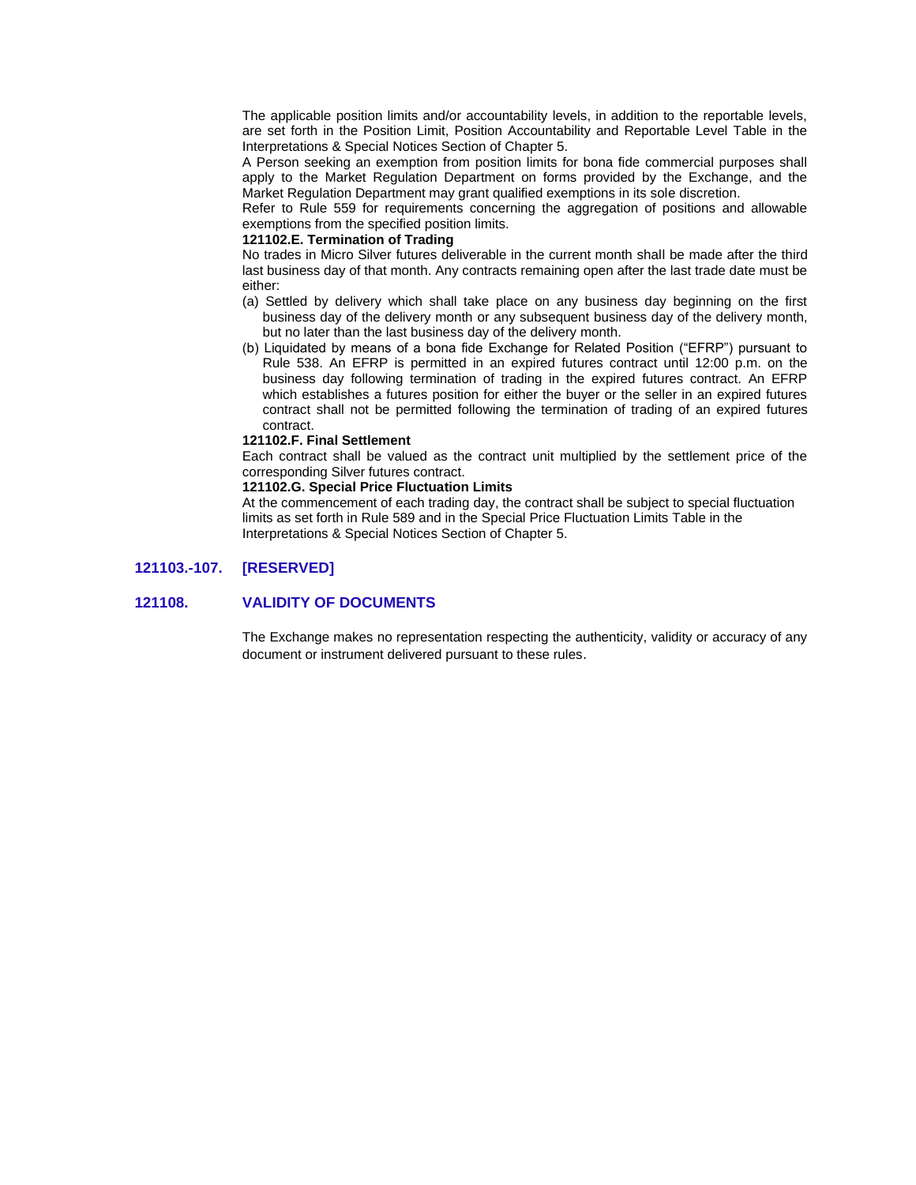The applicable position limits and/or accountability levels, in addition to the reportable levels, are set forth in the Position Limit, Position Accountability and Reportable Level Table in the Interpretations & Special Notices Section of Chapter 5.

A Person seeking an exemption from position limits for bona fide commercial purposes shall apply to the Market Regulation Department on forms provided by the Exchange, and the Market Regulation Department may grant qualified exemptions in its sole discretion.

Refer to Rule 559 for requirements concerning the aggregation of positions and allowable exemptions from the specified position limits.

**121102.E. Termination of Trading**

No trades in Micro Silver futures deliverable in the current month shall be made after the third last business day of that month. Any contracts remaining open after the last trade date must be either:

(a) Settled by delivery which shall take place on any business day beginning on the first business day of the delivery month or any subsequent business day of the delivery month, but no later than the last business day of the delivery month.

(b) Liquidated by means of a bona fide Exchange for Related Position ("EFRP") pursuant to Rule 538. An EFRP is permitted in an expired futures contract until 12:00 p.m. on the business day following termination of trading in the expired futures contract. An EFRP which establishes a futures position for either the buyer or the seller in an expired futures contract shall not be permitted following the termination of trading of an expired futures contract.

**121102.F. Final Settlement**

Each contract shall be valued as the contract unit multiplied by the settlement price of the corresponding Silver futures contract.

**121102.G. Special Price Fluctuation Limits**

At the commencement of each trading day, the contract shall be subject to special fluctuation limits as set forth in Rule 589 and in the Special Price Fluctuation Limits Table in the Interpretations & Special Notices Section of Chapter 5.

## 121103.-107. [RESERVED]

## 121108. VALIDITY OF DOCUMENTS

The Exchange makes no representation respecting the authenticity, validity or accuracy of any document or instrument delivered pursuant to these rules.